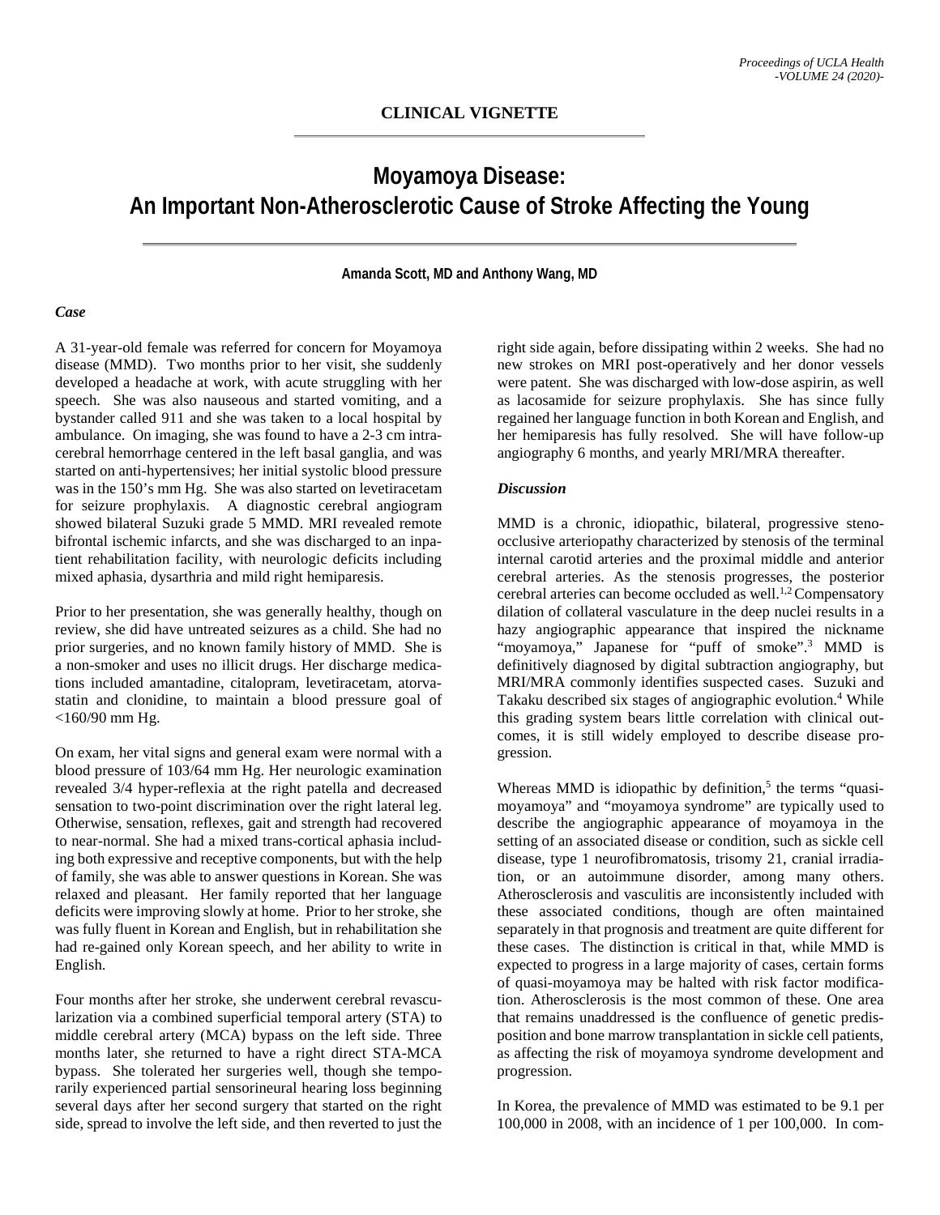CLINICAL VIGNETTE

# Moyamoya Disease: An Important Non-Atherosclerotic Cause of Stroke Affecting the Young

**Amanda Scott, MD and Anthony Wang, MD**

### *Case*

A 31-year-old female was referred for concern for Moyamoya disease (MMD). Two months prior to her visit, she suddenly developed a headache at work, with acute struggling with her speech. She was also nauseous and started vomiting, and a bystander called 911 and she was taken to a local hospital by ambulance. On imaging, she was found to have a 2-3 cm intracerebral hemorrhage centered in the left basal ganglia, and was started on anti-hypertensives; her initial systolic blood pressure was in the 150's mm Hg. She was also started on levetiracetam for seizure prophylaxis. A diagnostic cerebral angiogram showed bilateral Suzuki grade 5 MMD. MRI revealed remote bifrontal ischemic infarcts, and she was discharged to an inpatient rehabilitation facility, with neurologic deficits including mixed aphasia, dysarthria and mild right hemiparesis.

Prior to her presentation, she was generally healthy, though on review, she did have untreated seizures as a child. She had no prior surgeries, and no known family history of MMD. She is a non-smoker and uses no illicit drugs. Her discharge medications included amantadine, citalopram, levetiracetam, atorvastatin and clonidine, to maintain a blood pressure goal of <160/90 mm Hg.

On exam, her vital signs and general exam were normal with a blood pressure of 103/64 mm Hg. Her neurologic examination revealed 3/4 hyper-reflexia at the right patella and decreased sensation to two-point discrimination over the right lateral leg. Otherwise, sensation, reflexes, gait and strength had recovered to near-normal. She had a mixed trans-cortical aphasia including both expressive and receptive components, but with the help of family, she was able to answer questions in Korean. She was relaxed and pleasant. Her family reported that her language deficits were improving slowly at home. Prior to her stroke, she was fully fluent in Korean and English, but in rehabilitation she had re-gained only Korean speech, and her ability to write in English.

Four months after her stroke, she underwent cerebral revascularization via a combined superficial temporal artery (STA) to middle cerebral artery (MCA) bypass on the left side. Three months later, she returned to have a right direct STA-MCA bypass. She tolerated her surgeries well, though she temporarily experienced partial sensorineural hearing loss beginning several days after her second surgery that started on the right side, spread to involve the left side, and then reverted to just the right side again, before dissipating within 2 weeks. She had no new strokes on MRI post-operatively and her donor vessels were patent. She was discharged with low-dose aspirin, as well as lacosamide for seizure prophylaxis. She has since fully regained her language function in both Korean and English, and her hemiparesis has fully resolved. She will have follow-up angiography 6 months, and yearly MRI/MRA thereafter.

### *Discussion*

MMD is a chronic, idiopathic, bilateral, progressive steno-occlusive arteriopathy characterized by stenosis of the terminal internal carotid arteries and the proximal middle and anterior cerebral arteries. As the stenosis progresses, the posterior cerebral arteries can become occluded as well.[1,2] Compensatory dilation of collateral vasculature in the deep nuclei results in a hazy angiographic appearance that inspired the nickname "moyamoya," Japanese for "puff of smoke".[3] MMD is definitively diagnosed by digital subtraction angiography, but MRI/MRA commonly identifies suspected cases. Suzuki and Takaku described six stages of angiographic evolution.[4] While this grading system bears little correlation with clinical outcomes, it is still widely employed to describe disease progression.

Whereas MMD is idiopathic by definition,[5] the terms "quasi-moyamoya" and "moyamoya syndrome" are typically used to describe the angiographic appearance of moyamoya in the setting of an associated disease or condition, such as sickle cell disease, type 1 neurofibromatosis, trisomy 21, cranial irradiation, or an autoimmune disorder, among many others. Atherosclerosis and vasculitis are inconsistently included with these associated conditions, though are often maintained separately in that prognosis and treatment are quite different for these cases. The distinction is critical in that, while MMD is expected to progress in a large majority of cases, certain forms of quasi-moyamoya may be halted with risk factor modification. Atherosclerosis is the most common of these. One area that remains unaddressed is the confluence of genetic predisposition and bone marrow transplantation in sickle cell patients, as affecting the risk of moyamoya syndrome development and progression.

In Korea, the prevalence of MMD was estimated to be 9.1 per 100,000 in 2008, with an incidence of 1 per 100,000. In com-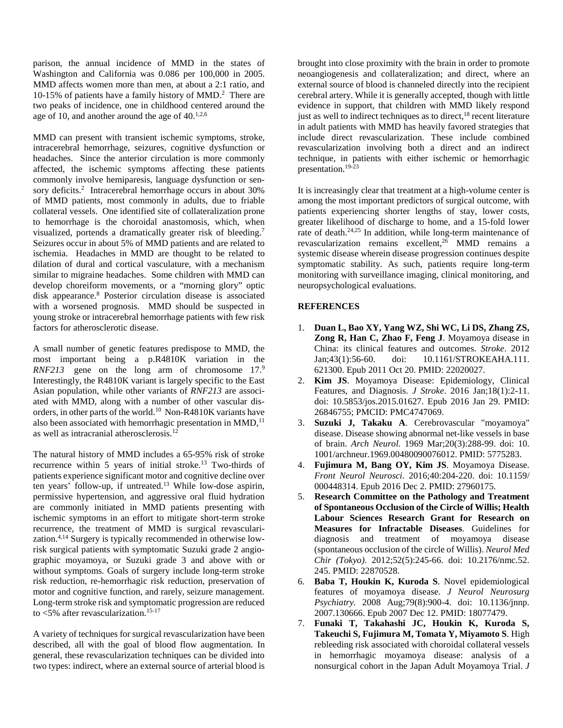parison, the annual incidence of MMD in the states of Washington and California was 0.086 per 100,000 in 2005. MMD affects women more than men, at about a 2:1 ratio, and 10-15% of patients have a family history of MMD.[2] There are two peaks of incidence, one in childhood centered around the age of 10, and another around the age of 40.[1,2,6]

MMD can present with transient ischemic symptoms, stroke, intracerebral hemorrhage, seizures, cognitive dysfunction or headaches. Since the anterior circulation is more commonly affected, the ischemic symptoms affecting these patients commonly involve hemiparesis, language dysfunction or sensory deficits.[2] Intracerebral hemorrhage occurs in about 30% of MMD patients, most commonly in adults, due to friable collateral vessels. One identified site of collateralization prone to hemorrhage is the choroidal anastomosis, which, when visualized, portends a dramatically greater risk of bleeding.[7] Seizures occur in about 5% of MMD patients and are related to ischemia. Headaches in MMD are thought to be related to dilation of dural and cortical vasculature, with a mechanism similar to migraine headaches. Some children with MMD can develop choreiform movements, or a "morning glory" optic disk appearance.[8] Posterior circulation disease is associated with a worsened prognosis. MMD should be suspected in young stroke or intracerebral hemorrhage patients with few risk factors for atherosclerotic disease.

A small number of genetic features predispose to MMD, the most important being a p.R4810K variation in the *RNF213* gene on the long arm of chromosome 17.[9] Interestingly, the R4810K variant is largely specific to the East Asian population, while other variants of *RNF213* are associated with MMD, along with a number of other vascular disorders, in other parts of the world.[10] Non-R4810K variants have also been associated with hemorrhagic presentation in MMD,[11] as well as intracranial atherosclerosis.[12]

The natural history of MMD includes a 65-95% risk of stroke recurrence within 5 years of initial stroke.[13] Two-thirds of patients experience significant motor and cognitive decline over ten years' follow-up, if untreated.[13] While low-dose aspirin, permissive hypertension, and aggressive oral fluid hydration are commonly initiated in MMD patients presenting with ischemic symptoms in an effort to mitigate short-term stroke recurrence, the treatment of MMD is surgical revascularization.[4,14] Surgery is typically recommended in otherwise low-risk surgical patients with symptomatic Suzuki grade 2 angiographic moyamoya, or Suzuki grade 3 and above with or without symptoms. Goals of surgery include long-term stroke risk reduction, re-hemorrhagic risk reduction, preservation of motor and cognitive function, and rarely, seizure management. Long-term stroke risk and symptomatic progression are reduced to <5% after revascularization.[15-17]

A variety of techniques for surgical revascularization have been described, all with the goal of blood flow augmentation. In general, these revascularization techniques can be divided into two types: indirect, where an external source of arterial blood is brought into close proximity with the brain in order to promote neoangiogenesis and collateralization; and direct, where an external source of blood is channeled directly into the recipient cerebral artery. While it is generally accepted, though with little evidence in support, that children with MMD likely respond just as well to indirect techniques as to direct,[18] recent literature in adult patients with MMD has heavily favored strategies that include direct revascularization. These include combined revascularization involving both a direct and an indirect technique, in patients with either ischemic or hemorrhagic presentation.[19-23]

It is increasingly clear that treatment at a high-volume center is among the most important predictors of surgical outcome, with patients experiencing shorter lengths of stay, lower costs, greater likelihood of discharge to home, and a 15-fold lower rate of death.[24,25] In addition, while long-term maintenance of revascularization remains excellent,[26] MMD remains a systemic disease wherein disease progression continues despite symptomatic stability. As such, patients require long-term monitoring with surveillance imaging, clinical monitoring, and neuropsychological evaluations.

## REFERENCES

1. **Duan L, Bao XY, Yang WZ, Shi WC, Li DS, Zhang ZS, Zong R, Han C, Zhao F, Feng J**. Moyamoya disease in China: its clinical features and outcomes. *Stroke*. 2012 Jan;43(1):56-60. doi: 10.1161/STROKEAHA.111.621300. Epub 2011 Oct 20. PMID: 22020027.
2. **Kim JS**. Moyamoya Disease: Epidemiology, Clinical Features, and Diagnosis. *J Stroke*. 2016 Jan;18(1):2-11. doi: 10.5853/jos.2015.01627. Epub 2016 Jan 29. PMID: 26846755; PMCID: PMC4747069.
3. **Suzuki J, Takaku A**. Cerebrovascular "moyamoya" disease. Disease showing abnormal net-like vessels in base of brain. *Arch Neurol*. 1969 Mar;20(3):288-99. doi: 10.1001/archneur.1969.00480090076012. PMID: 5775283.
4. **Fujimura M, Bang OY, Kim JS**. Moyamoya Disease. *Front Neurol Neurosci*. 2016;40:204-220. doi: 10.1159/000448314. Epub 2016 Dec 2. PMID: 27960175.
5. **Research Committee on the Pathology and Treatment of Spontaneous Occlusion of the Circle of Willis; Health Labour Sciences Research Grant for Research on Measures for Infractable Diseases**. Guidelines for diagnosis and treatment of moyamoya disease (spontaneous occlusion of the circle of Willis). *Neurol Med Chir (Tokyo)*. 2012;52(5):245-66. doi: 10.2176/nmc.52.245. PMID: 22870528.
6. **Baba T, Houkin K, Kuroda S**. Novel epidemiological features of moyamoya disease. *J Neurol Neurosurg Psychiatry*. 2008 Aug;79(8):900-4. doi: 10.1136/jnnp.2007.130666. Epub 2007 Dec 12. PMID: 18077479.
7. **Funaki T, Takahashi JC, Houkin K, Kuroda S, Takeuchi S, Fujimura M, Tomata Y, Miyamoto S**. High rebleeding risk associated with choroidal collateral vessels in hemorrhagic moyamoya disease: analysis of a nonsurgical cohort in the Japan Adult Moyamoya Trial. *J*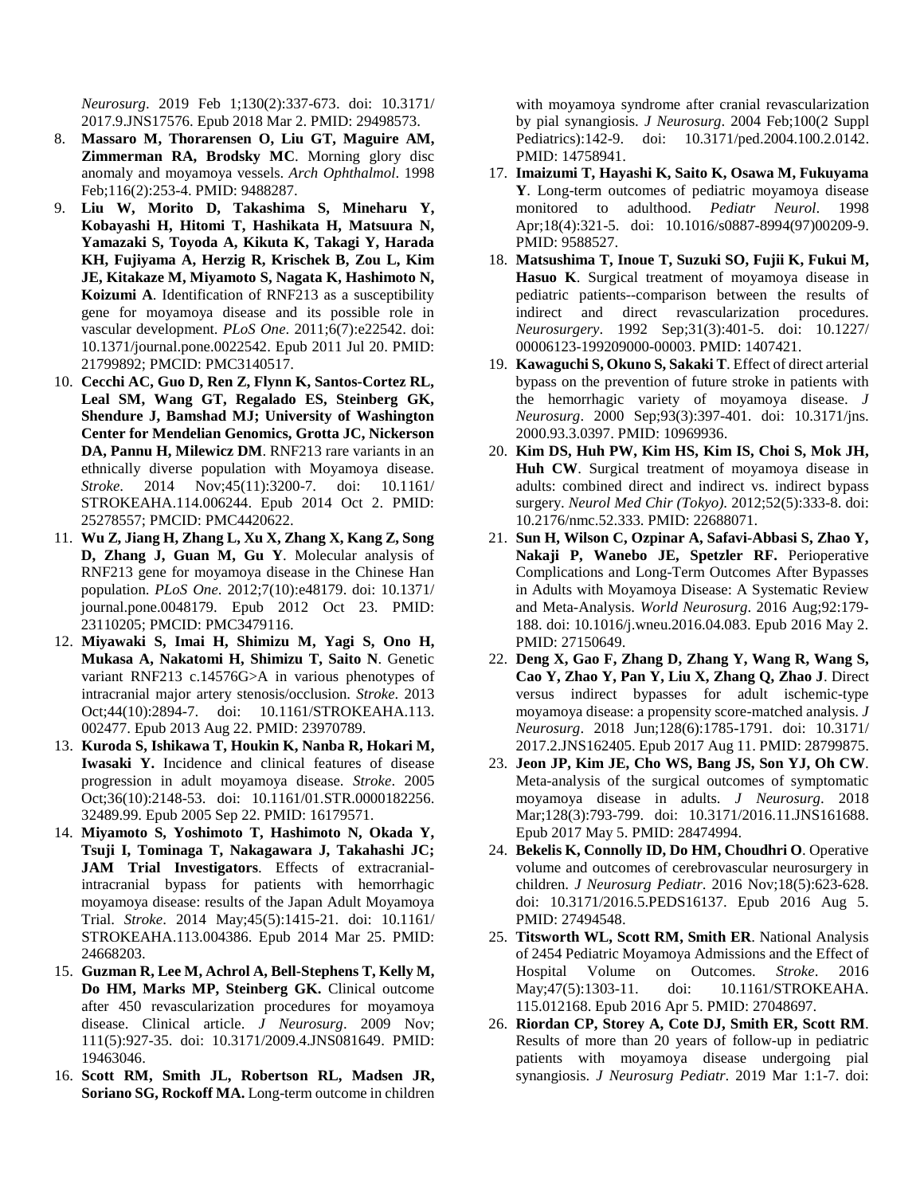*Neurosurg*. 2019 Feb 1;130(2):337-673. doi: 10.3171/2017.9.JNS17576. Epub 2018 Mar 2. PMID: 29498573.

8. **Massaro M, Thorarensen O, Liu GT, Maguire AM, Zimmerman RA, Brodsky MC**. Morning glory disc anomaly and moyamoya vessels. *Arch Ophthalmol*. 1998 Feb;116(2):253-4. PMID: 9488287.
9. **Liu W, Morito D, Takashima S, Mineharu Y, Kobayashi H, Hitomi T, Hashikata H, Matsuura N, Yamazaki S, Toyoda A, Kikuta K, Takagi Y, Harada KH, Fujiyama A, Herzig R, Krischek B, Zou L, Kim JE, Kitakaze M, Miyamoto S, Nagata K, Hashimoto N, Koizumi A**. Identification of RNF213 as a susceptibility gene for moyamoya disease and its possible role in vascular development. *PLoS One*. 2011;6(7):e22542. doi: 10.1371/journal.pone.0022542. Epub 2011 Jul 20. PMID: 21799892; PMCID: PMC3140517.
10. **Cecchi AC, Guo D, Ren Z, Flynn K, Santos-Cortez RL, Leal SM, Wang GT, Regalado ES, Steinberg GK, Shendure J, Bamshad MJ; University of Washington Center for Mendelian Genomics, Grotta JC, Nickerson DA, Pannu H, Milewicz DM**. RNF213 rare variants in an ethnically diverse population with Moyamoya disease. *Stroke*. 2014 Nov;45(11):3200-7. doi: 10.1161/STROKEAHA.114.006244. Epub 2014 Oct 2. PMID: 25278557; PMCID: PMC4420622.
11. **Wu Z, Jiang H, Zhang L, Xu X, Zhang X, Kang Z, Song D, Zhang J, Guan M, Gu Y**. Molecular analysis of RNF213 gene for moyamoya disease in the Chinese Han population. *PLoS One*. 2012;7(10):e48179. doi: 10.1371/journal.pone.0048179. Epub 2012 Oct 23. PMID: 23110205; PMCID: PMC3479116.
12. **Miyawaki S, Imai H, Shimizu M, Yagi S, Ono H, Mukasa A, Nakatomi H, Shimizu T, Saito N**. Genetic variant RNF213 c.14576G>A in various phenotypes of intracranial major artery stenosis/occlusion. *Stroke*. 2013 Oct;44(10):2894-7. doi: 10.1161/STROKEAHA.113.002477. Epub 2013 Aug 22. PMID: 23970789.
13. **Kuroda S, Ishikawa T, Houkin K, Nanba R, Hokari M, Iwasaki Y.** Incidence and clinical features of disease progression in adult moyamoya disease. *Stroke*. 2005 Oct;36(10):2148-53. doi: 10.1161/01.STR.0000182256.32489.99. Epub 2005 Sep 22. PMID: 16179571.
14. **Miyamoto S, Yoshimoto T, Hashimoto N, Okada Y, Tsuji I, Tominaga T, Nakagawara J, Takahashi JC; JAM Trial Investigators**. Effects of extracranial-intracranial bypass for patients with hemorrhagic moyamoya disease: results of the Japan Adult Moyamoya Trial. *Stroke*. 2014 May;45(5):1415-21. doi: 10.1161/STROKEAHA.113.004386. Epub 2014 Mar 25. PMID: 24668203.
15. **Guzman R, Lee M, Achrol A, Bell-Stephens T, Kelly M, Do HM, Marks MP, Steinberg GK.** Clinical outcome after 450 revascularization procedures for moyamoya disease. Clinical article. *J Neurosurg*. 2009 Nov;111(5):927-35. doi: 10.3171/2009.4.JNS081649. PMID: 19463046.
16. **Scott RM, Smith JL, Robertson RL, Madsen JR, Soriano SG, Rockoff MA.** Long-term outcome in children with moyamoya syndrome after cranial revascularization by pial synangiosis. *J Neurosurg*. 2004 Feb;100(2 Suppl Pediatrics):142-9. doi: 10.3171/ped.2004.100.2.0142. PMID: 14758941.
17. **Imaizumi T, Hayashi K, Saito K, Osawa M, Fukuyama Y**. Long-term outcomes of pediatric moyamoya disease monitored to adulthood. *Pediatr Neurol*. 1998 Apr;18(4):321-5. doi: 10.1016/s0887-8994(97)00209-9. PMID: 9588527.
18. **Matsushima T, Inoue T, Suzuki SO, Fujii K, Fukui M, Hasuo K**. Surgical treatment of moyamoya disease in pediatric patients--comparison between the results of indirect and direct revascularization procedures. *Neurosurgery*. 1992 Sep;31(3):401-5. doi: 10.1227/00006123-199209000-00003. PMID: 1407421.
19. **Kawaguchi S, Okuno S, Sakaki T**. Effect of direct arterial bypass on the prevention of future stroke in patients with the hemorrhagic variety of moyamoya disease. *J Neurosurg*. 2000 Sep;93(3):397-401. doi: 10.3171/jns.2000.93.3.0397. PMID: 10969936.
20. **Kim DS, Huh PW, Kim HS, Kim IS, Choi S, Mok JH, Huh CW**. Surgical treatment of moyamoya disease in adults: combined direct and indirect vs. indirect bypass surgery. *Neurol Med Chir (Tokyo)*. 2012;52(5):333-8. doi: 10.2176/nmc.52.333. PMID: 22688071.
21. **Sun H, Wilson C, Ozpinar A, Safavi-Abbasi S, Zhao Y, Nakaji P, Wanebo JE, Spetzler RF.** Perioperative Complications and Long-Term Outcomes After Bypasses in Adults with Moyamoya Disease: A Systematic Review and Meta-Analysis. *World Neurosurg*. 2016 Aug;92:179-188. doi: 10.1016/j.wneu.2016.04.083. Epub 2016 May 2. PMID: 27150649.
22. **Deng X, Gao F, Zhang D, Zhang Y, Wang R, Wang S, Cao Y, Zhao Y, Pan Y, Liu X, Zhang Q, Zhao J**. Direct versus indirect bypasses for adult ischemic-type moyamoya disease: a propensity score-matched analysis. *J Neurosurg*. 2018 Jun;128(6):1785-1791. doi: 10.3171/2017.2.JNS162405. Epub 2017 Aug 11. PMID: 28799875.
23. **Jeon JP, Kim JE, Cho WS, Bang JS, Son YJ, Oh CW**. Meta-analysis of the surgical outcomes of symptomatic moyamoya disease in adults. *J Neurosurg*. 2018 Mar;128(3):793-799. doi: 10.3171/2016.11.JNS161688. Epub 2017 May 5. PMID: 28474994.
24. **Bekelis K, Connolly ID, Do HM, Choudhri O**. Operative volume and outcomes of cerebrovascular neurosurgery in children. *J Neurosurg Pediatr*. 2016 Nov;18(5):623-628. doi: 10.3171/2016.5.PEDS16137. Epub 2016 Aug 5. PMID: 27494548.
25. **Titsworth WL, Scott RM, Smith ER**. National Analysis of 2454 Pediatric Moyamoya Admissions and the Effect of Hospital Volume on Outcomes. *Stroke*. 2016 May;47(5):1303-11. doi: 10.1161/STROKEAHA.115.012168. Epub 2016 Apr 5. PMID: 27048697.
26. **Riordan CP, Storey A, Cote DJ, Smith ER, Scott RM**. Results of more than 20 years of follow-up in pediatric patients with moyamoya disease undergoing pial synangiosis. *J Neurosurg Pediatr*. 2019 Mar 1:1-7. doi: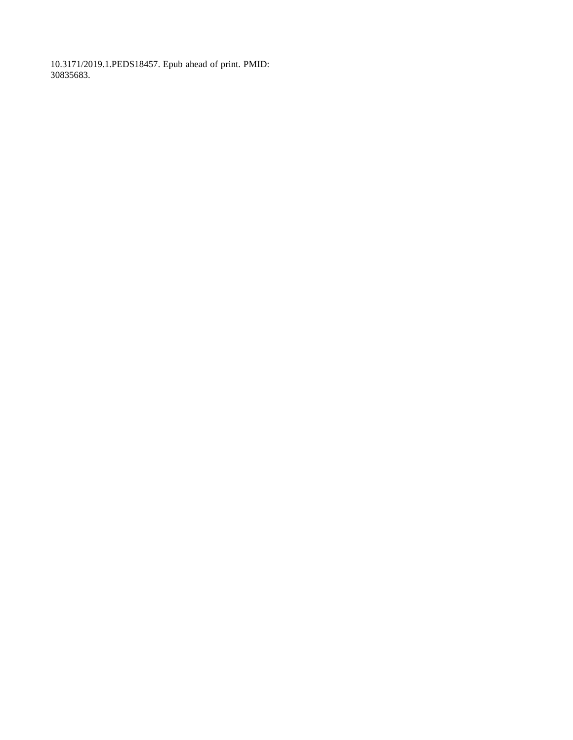10.3171/2019.1.PEDS18457. Epub ahead of print. PMID: 30835683.